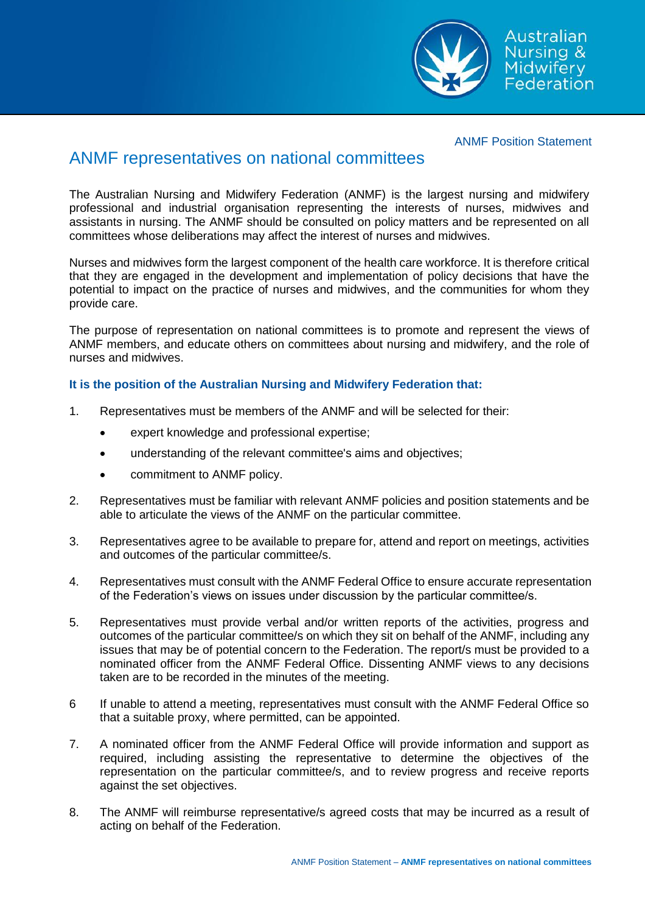ANMF Position Statement

# ANMF representatives on national committees

The Australian Nursing and Midwifery Federation (ANMF) is the largest nursing and midwifery professional and industrial organisation representing the interests of nurses, midwives and assistants in nursing. The ANMF should be consulted on policy matters and be represented on all committees whose deliberations may affect the interest of nurses and midwives.

Nurses and midwives form the largest component of the health care workforce. It is therefore critical that they are engaged in the development and implementation of policy decisions that have the potential to impact on the practice of nurses and midwives, and the communities for whom they provide care.

The purpose of representation on national committees is to promote and represent the views of ANMF members, and educate others on committees about nursing and midwifery, and the role of nurses and midwives.

**It is the position of the Australian Nursing and Midwifery Federation that:**

1. Representatives must be members of the ANMF and will be selected for their:
   - expert knowledge and professional expertise;
   - understanding of the relevant committee's aims and objectives;
   - commitment to ANMF policy.

2. Representatives must be familiar with relevant ANMF policies and position statements and be able to articulate the views of the ANMF on the particular committee.

3. Representatives agree to be available to prepare for, attend and report on meetings, activities and outcomes of the particular committee/s.

4. Representatives must consult with the ANMF Federal Office to ensure accurate representation of the Federation's views on issues under discussion by the particular committee/s.

5. Representatives must provide verbal and/or written reports of the activities, progress and outcomes of the particular committee/s on which they sit on behalf of the ANMF, including any issues that may be of potential concern to the Federation. The report/s must be provided to a nominated officer from the ANMF Federal Office. Dissenting ANMF views to any decisions taken are to be recorded in the minutes of the meeting.

6. If unable to attend a meeting, representatives must consult with the ANMF Federal Office so that a suitable proxy, where permitted, can be appointed.

7. A nominated officer from the ANMF Federal Office will provide information and support as required, including assisting the representative to determine the objectives of the representation on the particular committee/s, and to review progress and receive reports against the set objectives.

8. The ANMF will reimburse representative/s agreed costs that may be incurred as a result of acting on behalf of the Federation.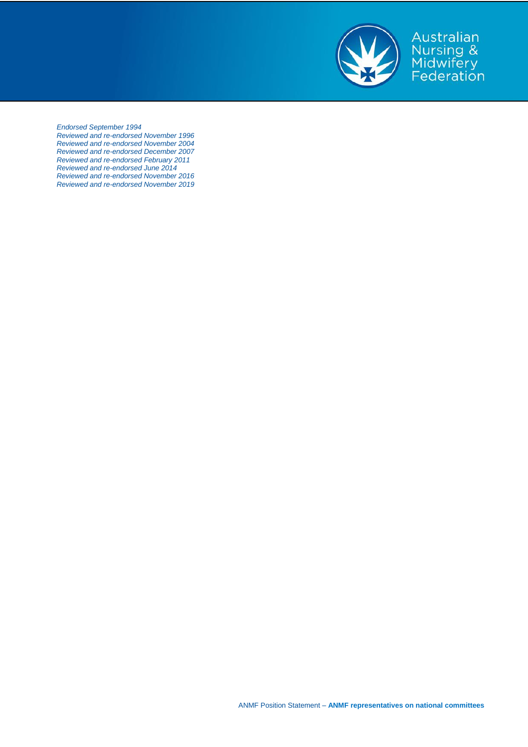*Endorsed September 1994*
*Reviewed and re-endorsed November 1996*
*Reviewed and re-endorsed November 2004*
*Reviewed and re-endorsed December 2007*
*Reviewed and re-endorsed February 2011*
*Reviewed and re-endorsed June 2014*
*Reviewed and re-endorsed November 2016*
*Reviewed and re-endorsed November 2019*